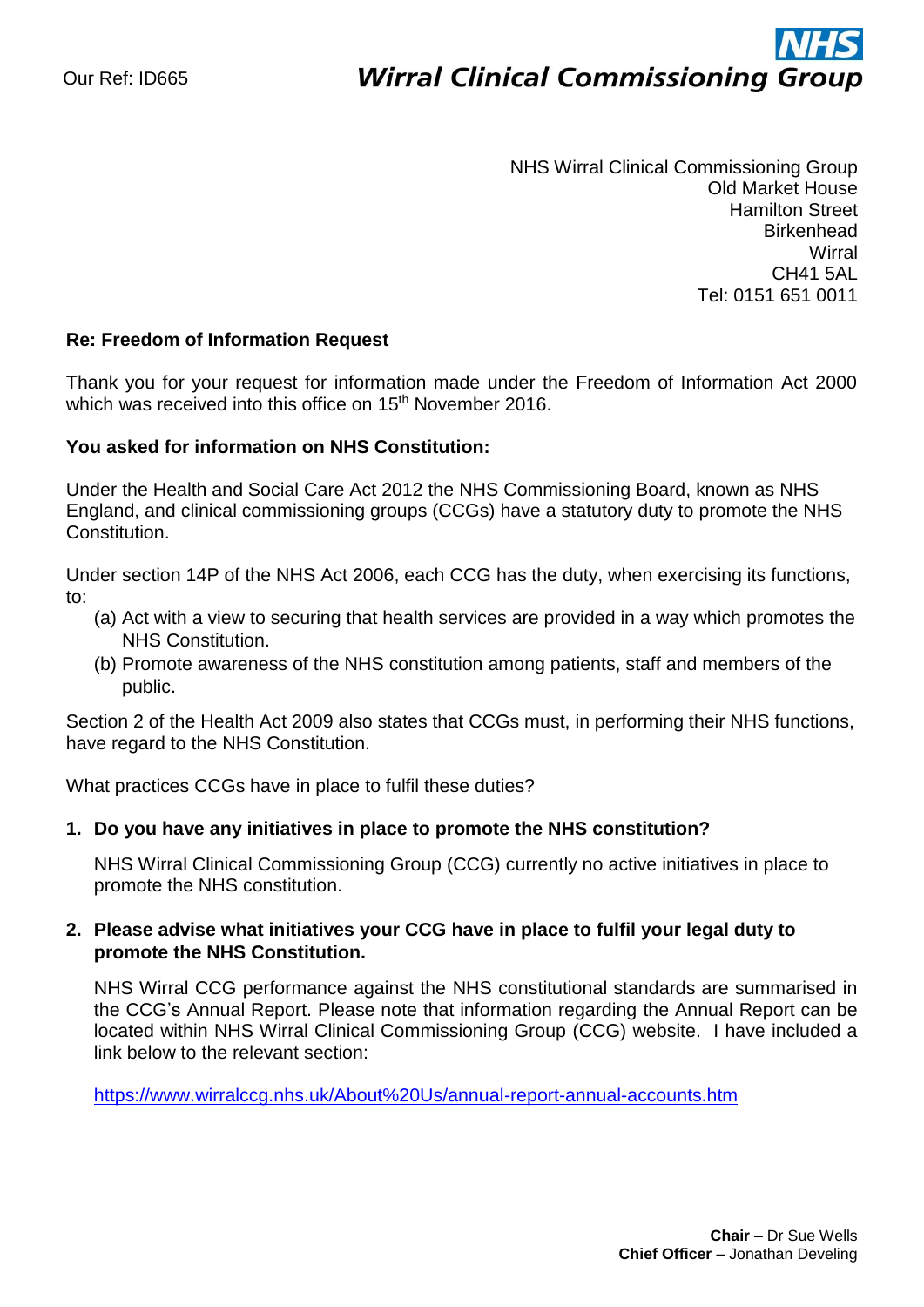Our Ref: ID665

**NHS**
***Wirral Clinical Commissioning Group***

NHS Wirral Clinical Commissioning Group
Old Market House
Hamilton Street
Birkenhead
Wirral
CH41 5AL
Tel: 0151 651 0011

**Re: Freedom of Information Request**

Thank you for your request for information made under the Freedom of Information Act 2000 which was received into this office on 15th November 2016.

**You asked for information on NHS Constitution:**

Under the Health and Social Care Act 2012 the NHS Commissioning Board, known as NHS England, and clinical commissioning groups (CCGs) have a statutory duty to promote the NHS Constitution.

Under section 14P of the NHS Act 2006, each CCG has the duty, when exercising its functions, to:

(a) Act with a view to securing that health services are provided in a way which promotes the NHS Constitution.

(b) Promote awareness of the NHS constitution among patients, staff and members of the public.

Section 2 of the Health Act 2009 also states that CCGs must, in performing their NHS functions, have regard to the NHS Constitution.

What practices CCGs have in place to fulfil these duties?

1. **Do you have any initiatives in place to promote the NHS constitution?**

   NHS Wirral Clinical Commissioning Group (CCG) currently no active initiatives in place to promote the NHS constitution.

2. **Please advise what initiatives your CCG have in place to fulfil your legal duty to promote the NHS Constitution.**

   NHS Wirral CCG performance against the NHS constitutional standards are summarised in the CCG's Annual Report. Please note that information regarding the Annual Report can be located within NHS Wirral Clinical Commissioning Group (CCG) website. I have included a link below to the relevant section:

   https://www.wirralccg.nhs.uk/About%20Us/annual-report-annual-accounts.htm

**Chair** – Dr Sue Wells
**Chief Officer** – Jonathan Develing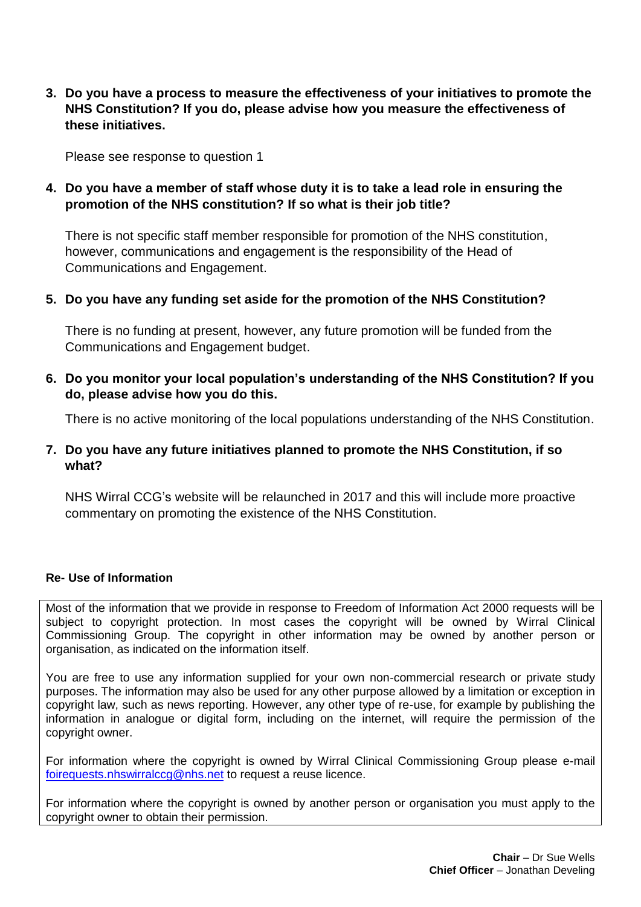3. **Do you have a process to measure the effectiveness of your initiatives to promote the NHS Constitution? If you do, please advise how you measure the effectiveness of these initiatives.**

   Please see response to question 1

4. **Do you have a member of staff whose duty it is to take a lead role in ensuring the promotion of the NHS constitution? If so what is their job title?**

   There is not specific staff member responsible for promotion of the NHS constitution, however, communications and engagement is the responsibility of the Head of Communications and Engagement.

5. **Do you have any funding set aside for the promotion of the NHS Constitution?**

   There is no funding at present, however, any future promotion will be funded from the Communications and Engagement budget.

6. **Do you monitor your local population's understanding of the NHS Constitution? If you do, please advise how you do this.**

   There is no active monitoring of the local populations understanding of the NHS Constitution.

7. **Do you have any future initiatives planned to promote the NHS Constitution, if so what?**

   NHS Wirral CCG's website will be relaunched in 2017 and this will include more proactive commentary on promoting the existence of the NHS Constitution.

**Re- Use of Information**

Most of the information that we provide in response to Freedom of Information Act 2000 requests will be subject to copyright protection. In most cases the copyright will be owned by Wirral Clinical Commissioning Group. The copyright in other information may be owned by another person or organisation, as indicated on the information itself.

You are free to use any information supplied for your own non-commercial research or private study purposes. The information may also be used for any other purpose allowed by a limitation or exception in copyright law, such as news reporting. However, any other type of re-use, for example by publishing the information in analogue or digital form, including on the internet, will require the permission of the copyright owner.

For information where the copyright is owned by Wirral Clinical Commissioning Group please e-mail [foirequests.nhswirralccg@nhs.net](mailto:foirequests.nhswirralccg@nhs.net) to request a reuse licence.

For information where the copyright is owned by another person or organisation you must apply to the copyright owner to obtain their permission.

**Chair** – Dr Sue Wells
**Chief Officer** – Jonathan Develing